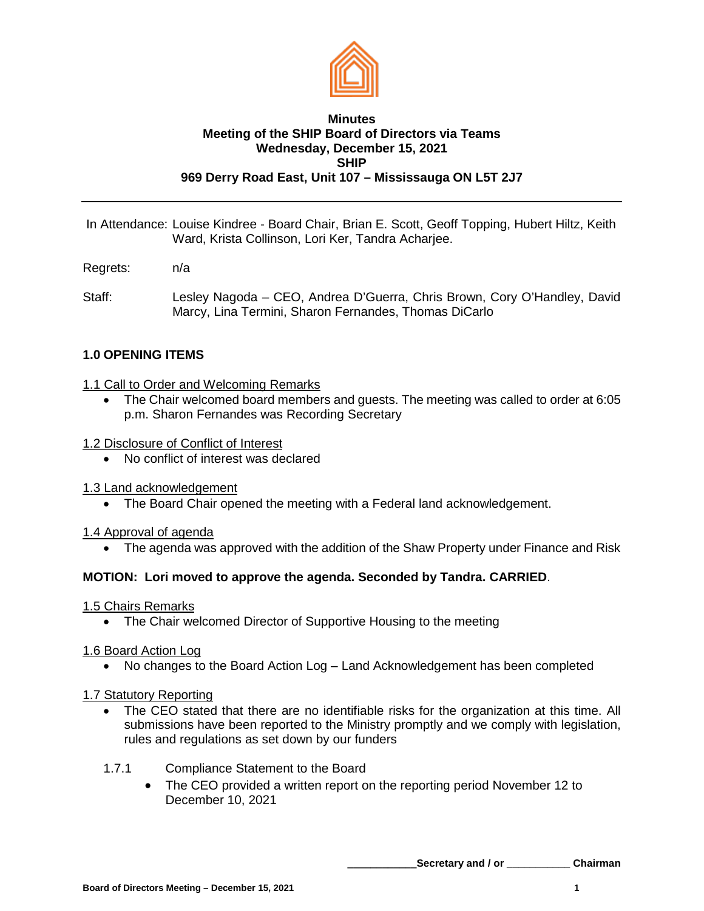**Minutes**
**Meeting of the SHIP Board of Directors via Teams**
**Wednesday, December 15, 2021**
**SHIP**
**969 Derry Road East, Unit 107 – Mississauga ON L5T 2J7**

---

In Attendance: Louise Kindree - Board Chair, Brian E. Scott, Geoff Topping, Hubert Hiltz, Keith Ward, Krista Collinson, Lori Ker, Tandra Acharjee.

Regrets: n/a

Staff: Lesley Nagoda – CEO, Andrea D'Guerra, Chris Brown, Cory O'Handley, David Marcy, Lina Termini, Sharon Fernandes, Thomas DiCarlo

## 1.0 OPENING ITEMS

### 1.1 Call to Order and Welcoming Remarks

- The Chair welcomed board members and guests. The meeting was called to order at 6:05 p.m. Sharon Fernandes was Recording Secretary

### 1.2 Disclosure of Conflict of Interest

- No conflict of interest was declared

### 1.3 Land acknowledgement

- The Board Chair opened the meeting with a Federal land acknowledgement.

### 1.4 Approval of agenda

- The agenda was approved with the addition of the Shaw Property under Finance and Risk

**MOTION: Lori moved to approve the agenda. Seconded by Tandra. CARRIED**.

### 1.5 Chairs Remarks

- The Chair welcomed Director of Supportive Housing to the meeting

### 1.6 Board Action Log

- No changes to the Board Action Log – Land Acknowledgement has been completed

### 1.7 Statutory Reporting

- The CEO stated that there are no identifiable risks for the organization at this time. All submissions have been reported to the Ministry promptly and we comply with legislation, rules and regulations as set down by our funders

1.7.1 Compliance Statement to the Board

- The CEO provided a written report on the reporting period November 12 to December 10, 2021

**\_\_\_\_\_\_\_\_\_\_\_\_Secretary and / or \_\_\_\_\_\_\_\_\_\_\_ Chairman**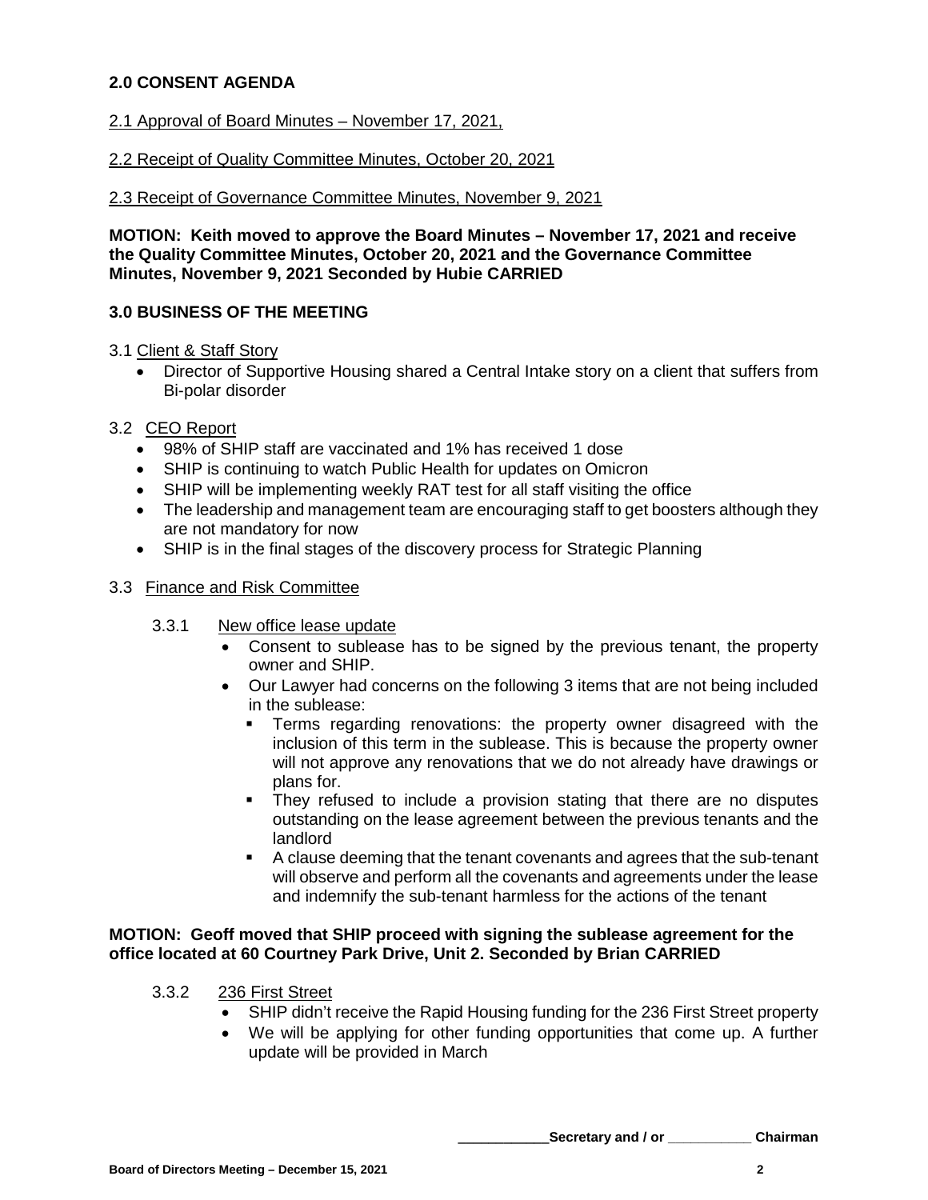## 2.0 CONSENT AGENDA

2.1 Approval of Board Minutes – November 17, 2021,

2.2 Receipt of Quality Committee Minutes, October 20, 2021

2.3 Receipt of Governance Committee Minutes, November 9, 2021

**MOTION: Keith moved to approve the Board Minutes – November 17, 2021 and receive the Quality Committee Minutes, October 20, 2021 and the Governance Committee Minutes, November 9, 2021 Seconded by Hubie CARRIED**

## 3.0 BUSINESS OF THE MEETING

3.1 Client & Staff Story

- Director of Supportive Housing shared a Central Intake story on a client that suffers from Bi-polar disorder

3.2 CEO Report

- 98% of SHIP staff are vaccinated and 1% has received 1 dose
- SHIP is continuing to watch Public Health for updates on Omicron
- SHIP will be implementing weekly RAT test for all staff visiting the office
- The leadership and management team are encouraging staff to get boosters although they are not mandatory for now
- SHIP is in the final stages of the discovery process for Strategic Planning

3.3 Finance and Risk Committee

3.3.1 New office lease update

- Consent to sublease has to be signed by the previous tenant, the property owner and SHIP.
- Our Lawyer had concerns on the following 3 items that are not being included in the sublease:
  - Terms regarding renovations: the property owner disagreed with the inclusion of this term in the sublease. This is because the property owner will not approve any renovations that we do not already have drawings or plans for.
  - They refused to include a provision stating that there are no disputes outstanding on the lease agreement between the previous tenants and the landlord
  - A clause deeming that the tenant covenants and agrees that the sub-tenant will observe and perform all the covenants and agreements under the lease and indemnify the sub-tenant harmless for the actions of the tenant

**MOTION: Geoff moved that SHIP proceed with signing the sublease agreement for the office located at 60 Courtney Park Drive, Unit 2. Seconded by Brian CARRIED**

3.3.2 236 First Street

- SHIP didn't receive the Rapid Housing funding for the 236 First Street property
- We will be applying for other funding opportunities that come up. A further update will be provided in March

____________Secretary and / or ___________ Chairman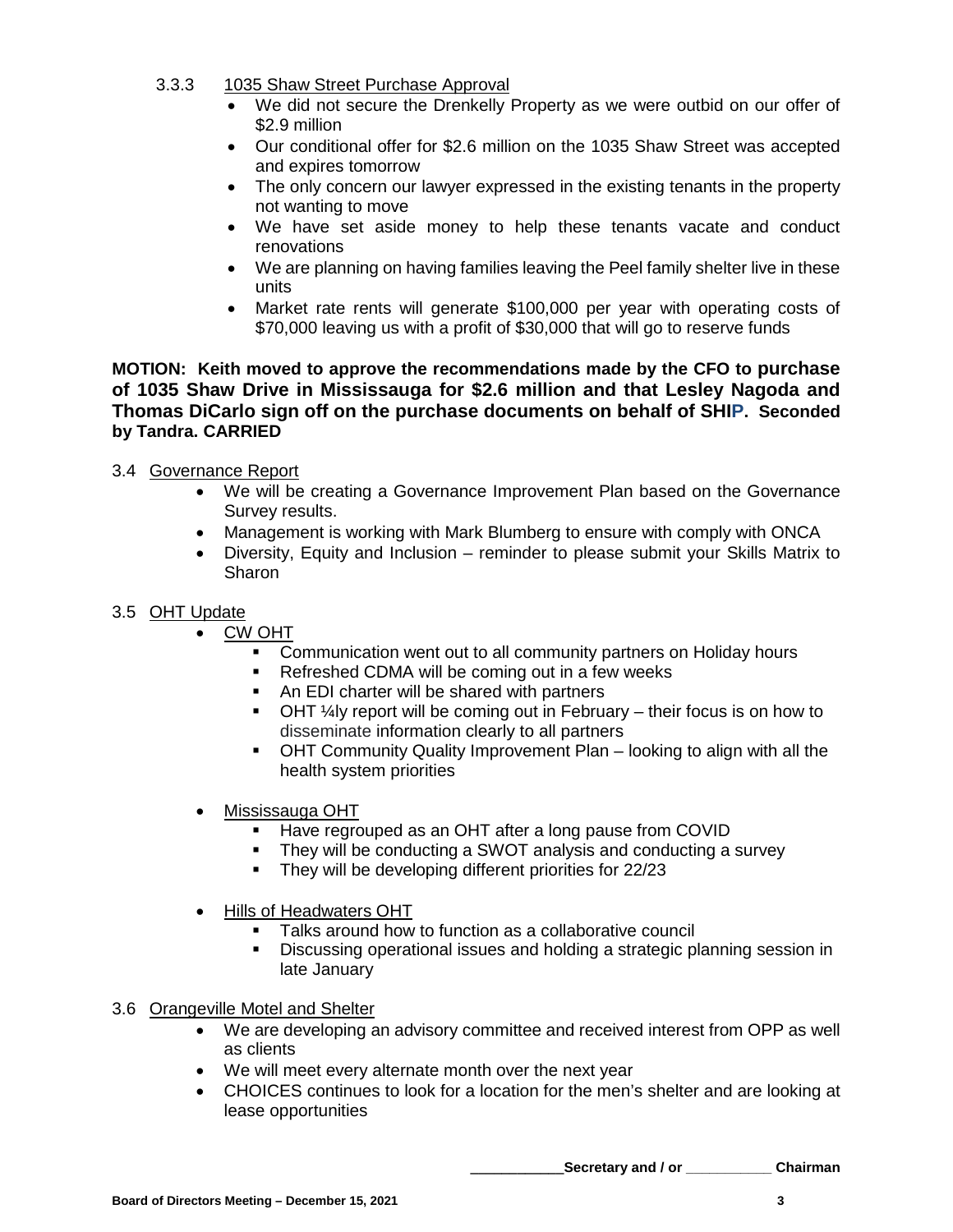3.3.3 1035 Shaw Street Purchase Approval

- We did not secure the Drenkelly Property as we were outbid on our offer of $2.9 million
- Our conditional offer for $2.6 million on the 1035 Shaw Street was accepted and expires tomorrow
- The only concern our lawyer expressed in the existing tenants in the property not wanting to move
- We have set aside money to help these tenants vacate and conduct renovations
- We are planning on having families leaving the Peel family shelter live in these units
- Market rate rents will generate $100,000 per year with operating costs of $70,000 leaving us with a profit of $30,000 that will go to reserve funds

**MOTION: Keith moved to approve the recommendations made by the CFO to purchase of 1035 Shaw Drive in Mississauga for $2.6 million and that Lesley Nagoda and Thomas DiCarlo sign off on the purchase documents on behalf of SHIP. Seconded by Tandra. CARRIED**

3.4 Governance Report

- We will be creating a Governance Improvement Plan based on the Governance Survey results.
- Management is working with Mark Blumberg to ensure with comply with ONCA
- Diversity, Equity and Inclusion – reminder to please submit your Skills Matrix to Sharon

3.5 OHT Update

- CW OHT
  - Communication went out to all community partners on Holiday hours
  - Refreshed CDMA will be coming out in a few weeks
  - An EDI charter will be shared with partners
  - OHT ¼ly report will be coming out in February – their focus is on how to disseminate information clearly to all partners
  - OHT Community Quality Improvement Plan – looking to align with all the health system priorities
- Mississauga OHT
  - Have regrouped as an OHT after a long pause from COVID
  - They will be conducting a SWOT analysis and conducting a survey
  - They will be developing different priorities for 22/23
- Hills of Headwaters OHT
  - Talks around how to function as a collaborative council
  - Discussing operational issues and holding a strategic planning session in late January

3.6 Orangeville Motel and Shelter

- We are developing an advisory committee and received interest from OPP as well as clients
- We will meet every alternate month over the next year
- CHOICES continues to look for a location for the men's shelter and are looking at lease opportunities

___________Secretary and / or ___________ Chairman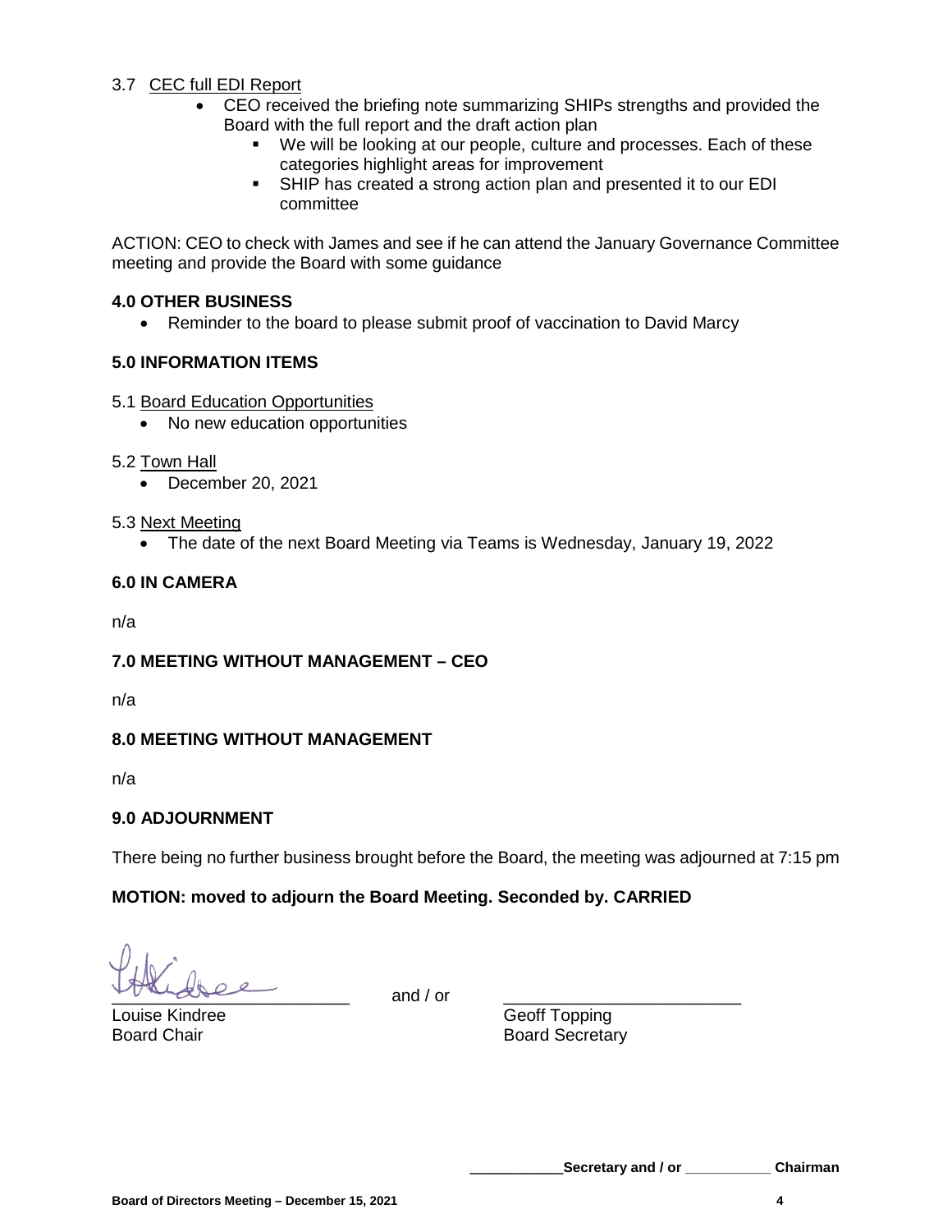3.7 CEC full EDI Report

- CEO received the briefing note summarizing SHIPs strengths and provided the Board with the full report and the draft action plan
  - We will be looking at our people, culture and processes. Each of these categories highlight areas for improvement
  - SHIP has created a strong action plan and presented it to our EDI committee

ACTION: CEO to check with James and see if he can attend the January Governance Committee meeting and provide the Board with some guidance

**4.0 OTHER BUSINESS**

- Reminder to the board to please submit proof of vaccination to David Marcy

**5.0 INFORMATION ITEMS**

5.1 Board Education Opportunities

- No new education opportunities

5.2 Town Hall

- December 20, 2021

5.3 Next Meeting

- The date of the next Board Meeting via Teams is Wednesday, January 19, 2022

**6.0 IN CAMERA**

n/a

**7.0 MEETING WITHOUT MANAGEMENT – CEO**

n/a

**8.0 MEETING WITHOUT MANAGEMENT**

n/a

**9.0 ADJOURNMENT**

There being no further business brought before the Board, the meeting was adjourned at 7:15 pm

**MOTION: moved to adjourn the Board Meeting. Seconded by. CARRIED**

\_\_\_\_\_\_\_\_\_\_\_\_\_\_\_\_\_\_\_\_\_\_\_\_ and / or \_\_\_\_\_\_\_\_\_\_\_\_\_\_\_\_\_\_\_\_\_\_\_\_

Louise Kindree
Board Chair

Geoff Topping
Board Secretary

\_\_\_\_\_\_\_\_\_\_\_\_**Secretary and / or** \_\_\_\_\_\_\_\_\_\_\_ **Chairman**